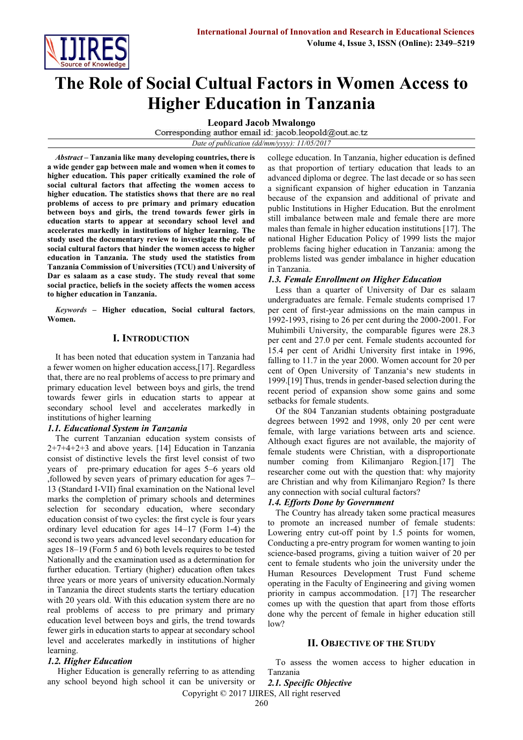# The Role of Social Cultural Factors in Women Access to Higher Education in Tanzania

**Leopard Jacob Mwalongo**

Corresponding author email id: jacob.leopold@out.ac.tz

*Date of publication (dd/mm/yyyy): 11/05/2017*

***Abstract* – Tanzania like many developing countries, there is a wide gender gap between male and women when it comes to higher education. This paper critically examined the role of social cultural factors that affecting the women access to higher education. The statistics shows that there are no real problems of access to pre primary and primary education between boys and girls, the trend towards fewer girls in education starts to appear at secondary school level and accelerates markedly in institutions of higher learning. The study used the documentary review to investigate the role of social cultural factors that hinder the women access to higher education in Tanzania. The study used the statistics from Tanzania Commission of Universities (TCU) and University of Dar es salaam as a case study. The study reveal that some social practice, beliefs in the society affects the women access to higher education in Tanzania.**

***Keywords* – Higher education, Social cultural factors, Women.**

## I. Introduction

It has been noted that education system in Tanzania had a fewer women on higher education access,[17]. Regardless that, there are no real problems of access to pre primary and primary education level between boys and girls, the trend towards fewer girls in education starts to appear at secondary school level and accelerates markedly in institutions of higher learning

### *1.1. Educational System in Tanzania*

The current Tanzanian education system consists of 2+7+4+2+3 and above years. [14] Education in Tanzania consist of distinctive levels the first level consist of two years of pre-primary education for ages 5–6 years old ,followed by seven years of primary education for ages 7–13 (Standard I-VII) final examination on the National level marks the completion of primary schools and determines selection for secondary education, where secondary education consist of two cycles: the first cycle is four years ordinary level education for ages 14–17 (Form 1-4) the second is two years advanced level secondary education for ages 18–19 (Form 5 and 6) both levels requires to be tested Nationally and the examination used as a determination for further education. Tertiary (higher) education often takes three years or more years of university education.Normaly in Tanzania the direct students starts the tertiary education with 20 years old. With this education system there are no real problems of access to pre primary and primary education level between boys and girls, the trend towards fewer girls in education starts to appear at secondary school level and accelerates markedly in institutions of higher learning.

### *1.2. Higher Education*

Higher Education is generally referring to as attending any school beyond high school it can be university or college education. In Tanzania, higher education is defined as that proportion of tertiary education that leads to an advanced diploma or degree. The last decade or so has seen a significant expansion of higher education in Tanzania because of the expansion and additional of private and public Institutions in Higher Education. But the enrolment still imbalance between male and female there are more males than female in higher education institutions [17]. The national Higher Education Policy of 1999 lists the major problems facing higher education in Tanzania: among the problems listed was gender imbalance in higher education in Tanzania.

### *1.3. Female Enrollment on Higher Education*

Less than a quarter of University of Dar es salaam undergraduates are female. Female students comprised 17 per cent of first-year admissions on the main campus in 1992-1993, rising to 26 per cent during the 2000-2001. For Muhimbili University, the comparable figures were 28.3 per cent and 27.0 per cent. Female students accounted for 15.4 per cent of Aridhi University first intake in 1996, falling to 11.7 in the year 2000. Women account for 20 per cent of Open University of Tanzania's new students in 1999.[19] Thus, trends in gender-based selection during the recent period of expansion show some gains and some setbacks for female students.

Of the 804 Tanzanian students obtaining postgraduate degrees between 1992 and 1998, only 20 per cent were female, with large variations between arts and science. Although exact figures are not available, the majority of female students were Christian, with a disproportionate number coming from Kilimanjaro Region.[17] The researcher come out with the question that: why majority are Christian and why from Kilimanjaro Region? Is there any connection with social cultural factors?

### *1.4. Efforts Done by Government*

The Country has already taken some practical measures to promote an increased number of female students: Lowering entry cut-off point by 1.5 points for women, Conducting a pre-entry program for women wanting to join science-based programs, giving a tuition waiver of 20 per cent to female students who join the university under the Human Resources Development Trust Fund scheme operating in the Faculty of Engineering and giving women priority in campus accommodation. [17] The researcher comes up with the question that apart from those efforts done why the percent of female in higher education still low?

## II. Objective of the Study

To assess the women access to higher education in Tanzania

### *2.1. Specific Objective*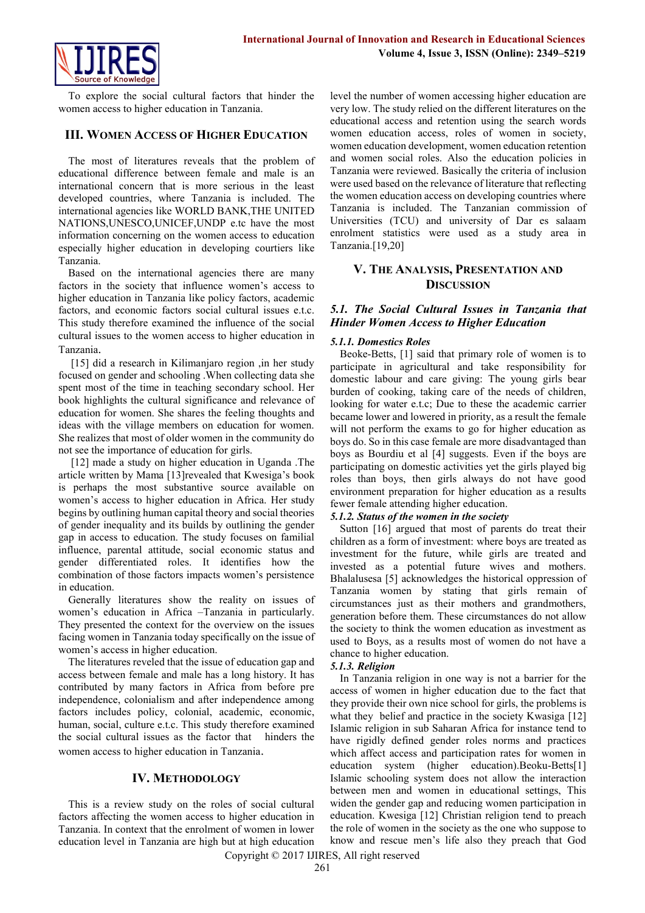To explore the social cultural factors that hinder the women access to higher education in Tanzania.

## III. Women Access of Higher Education

The most of literatures reveals that the problem of educational difference between female and male is an international concern that is more serious in the least developed countries, where Tanzania is included. The international agencies like WORLD BANK,THE UNITED NATIONS,UNESCO,UNICEF,UNDP e.tc have the most information concerning on the women access to education especially higher education in developing courtiers like Tanzania.

Based on the international agencies there are many factors in the society that influence women's access to higher education in Tanzania like policy factors, academic factors, and economic factors social cultural issues e.t.c. This study therefore examined the influence of the social cultural issues to the women access to higher education in Tanzania.

[15] did a research in Kilimanjaro region ,in her study focused on gender and schooling .When collecting data she spent most of the time in teaching secondary school. Her book highlights the cultural significance and relevance of education for women. She shares the feeling thoughts and ideas with the village members on education for women. She realizes that most of older women in the community do not see the importance of education for girls.

[12] made a study on higher education in Uganda .The article written by Mama [13]revealed that Kwesiga's book is perhaps the most substantive source available on women's access to higher education in Africa. Her study begins by outlining human capital theory and social theories of gender inequality and its builds by outlining the gender gap in access to education. The study focuses on familial influence, parental attitude, social economic status and gender differentiated roles. It identifies how the combination of those factors impacts women's persistence in education.

Generally literatures show the reality on issues of women's education in Africa –Tanzania in particularly. They presented the context for the overview on the issues facing women in Tanzania today specifically on the issue of women's access in higher education.

The literatures reveled that the issue of education gap and access between female and male has a long history. It has contributed by many factors in Africa from before pre independence, colonialism and after independence among factors includes policy, colonial, academic, economic, human, social, culture e.t.c. This study therefore examined the social cultural issues as the factor that hinders the women access to higher education in Tanzania.

## IV. Methodology

This is a review study on the roles of social cultural factors affecting the women access to higher education in Tanzania. In context that the enrolment of women in lower education level in Tanzania are high but at high education level the number of women accessing higher education are very low. The study relied on the different literatures on the educational access and retention using the search words women education access, roles of women in society, women education development, women education retention and women social roles. Also the education policies in Tanzania were reviewed. Basically the criteria of inclusion were used based on the relevance of literature that reflecting the women education access on developing countries where Tanzania is included. The Tanzanian commission of Universities (TCU) and university of Dar es salaam enrolment statistics were used as a study area in Tanzania.[19,20]

## V. The Analysis, Presentation and Discussion

### 5.1. The Social Cultural Issues in Tanzania that Hinder Women Access to Higher Education

#### 5.1.1. Domestics Roles

Beoke-Betts, [1] said that primary role of women is to participate in agricultural and take responsibility for domestic labour and care giving: The young girls bear burden of cooking, taking care of the needs of children, looking for water e.t.c; Due to these the academic carrier became lower and lowered in priority, as a result the female will not perform the exams to go for higher education as boys do. So in this case female are more disadvantaged than boys as Bourdiu et al [4] suggests. Even if the boys are participating on domestic activities yet the girls played big roles than boys, then girls always do not have good environment preparation for higher education as a results fewer female attending higher education.

#### 5.1.2. Status of the women in the society

Sutton [16] argued that most of parents do treat their children as a form of investment: where boys are treated as investment for the future, while girls are treated and invested as a potential future wives and mothers. Bhalalusesa [5] acknowledges the historical oppression of Tanzania women by stating that girls remain of circumstances just as their mothers and grandmothers, generation before them. These circumstances do not allow the society to think the women education as investment as used to Boys, as a results most of women do not have a chance to higher education.

#### 5.1.3. Religion

In Tanzania religion in one way is not a barrier for the access of women in higher education due to the fact that they provide their own nice school for girls, the problems is what they belief and practice in the society Kwasiga [12] Islamic religion in sub Saharan Africa for instance tend to have rigidly defined gender roles norms and practices which affect access and participation rates for women in education system (higher education).Beoku-Betts[1] Islamic schooling system does not allow the interaction between men and women in educational settings, This widen the gender gap and reducing women participation in education. Kwesiga [12] Christian religion tend to preach the role of women in the society as the one who suppose to know and rescue men's life also they preach that God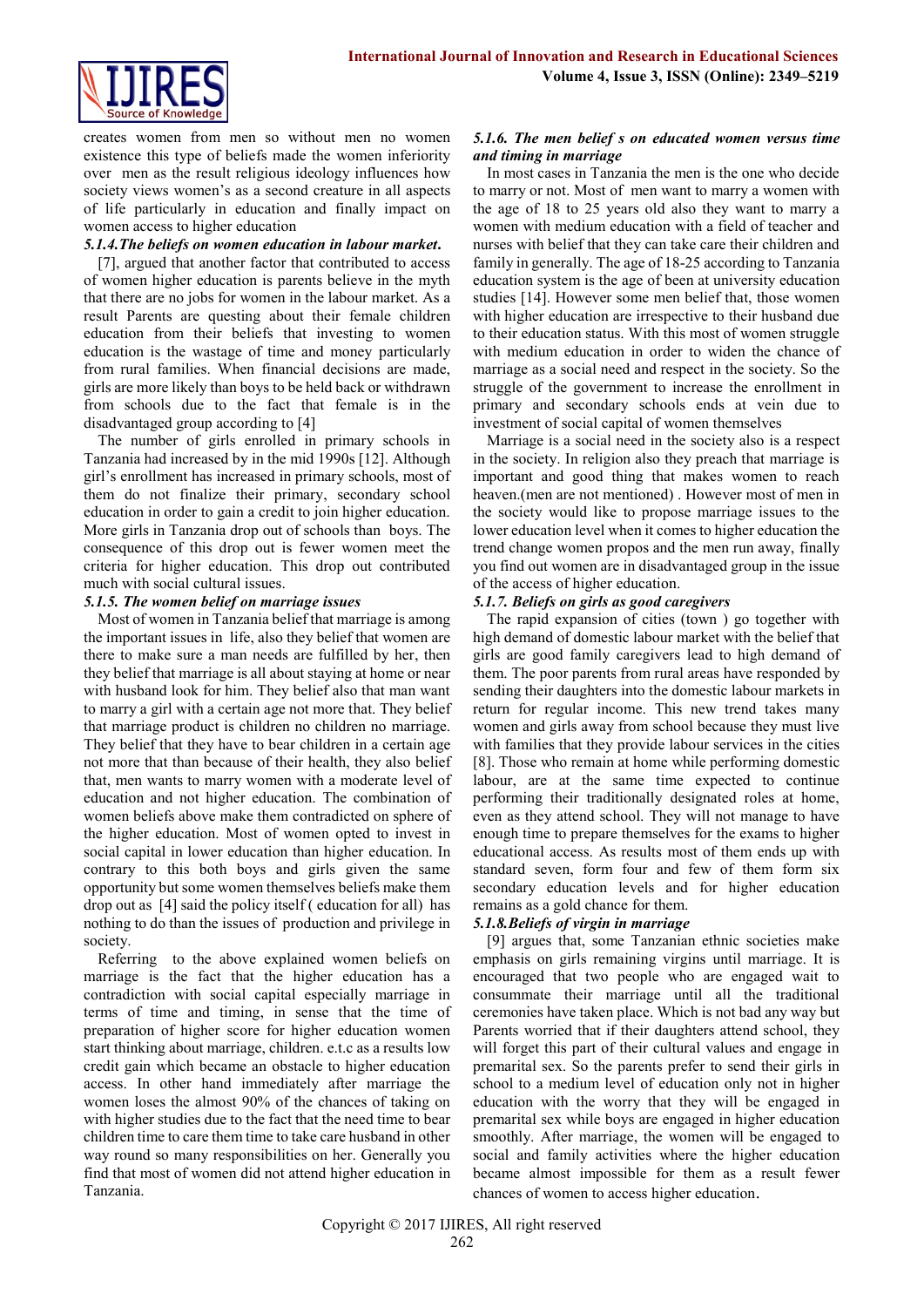creates women from men so without men no women existence this type of beliefs made the women inferiority over men as the result religious ideology influences how society views women's as a second creature in all aspects of life particularly in education and finally impact on women access to higher education

### *5.1.4.The beliefs on women education in labour market.*

[7], argued that another factor that contributed to access of women higher education is parents believe in the myth that there are no jobs for women in the labour market. As a result Parents are questing about their female children education from their beliefs that investing to women education is the wastage of time and money particularly from rural families. When financial decisions are made, girls are more likely than boys to be held back or withdrawn from schools due to the fact that female is in the disadvantaged group according to [4]

The number of girls enrolled in primary schools in Tanzania had increased by in the mid 1990s [12]. Although girl's enrollment has increased in primary schools, most of them do not finalize their primary, secondary school education in order to gain a credit to join higher education. More girls in Tanzania drop out of schools than boys. The consequence of this drop out is fewer women meet the criteria for higher education. This drop out contributed much with social cultural issues.

### *5.1.5. The women belief on marriage issues*

Most of women in Tanzania belief that marriage is among the important issues in life, also they belief that women are there to make sure a man needs are fulfilled by her, then they belief that marriage is all about staying at home or near with husband look for him. They belief also that man want to marry a girl with a certain age not more that. They belief that marriage product is children no children no marriage. They belief that they have to bear children in a certain age not more that than because of their health, they also belief that, men wants to marry women with a moderate level of education and not higher education. The combination of women beliefs above make them contradicted on sphere of the higher education. Most of women opted to invest in social capital in lower education than higher education. In contrary to this both boys and girls given the same opportunity but some women themselves beliefs make them drop out as [4] said the policy itself ( education for all) has nothing to do than the issues of production and privilege in society.

Referring to the above explained women beliefs on marriage is the fact that the higher education has a contradiction with social capital especially marriage in terms of time and timing, in sense that the time of preparation of higher score for higher education women start thinking about marriage, children. e.t.c as a results low credit gain which became an obstacle to higher education access. In other hand immediately after marriage the women loses the almost 90% of the chances of taking on with higher studies due to the fact that the need time to bear children time to care them time to take care husband in other way round so many responsibilities on her. Generally you find that most of women did not attend higher education in Tanzania.

### *5.1.6. The men belief s on educated women versus time and timing in marriage*

In most cases in Tanzania the men is the one who decide to marry or not. Most of men want to marry a women with the age of 18 to 25 years old also they want to marry a women with medium education with a field of teacher and nurses with belief that they can take care their children and family in generally. The age of 18-25 according to Tanzania education system is the age of been at university education studies [14]. However some men belief that, those women with higher education are irrespective to their husband due to their education status. With this most of women struggle with medium education in order to widen the chance of marriage as a social need and respect in the society. So the struggle of the government to increase the enrollment in primary and secondary schools ends at vein due to investment of social capital of women themselves

Marriage is a social need in the society also is a respect in the society. In religion also they preach that marriage is important and good thing that makes women to reach heaven.(men are not mentioned) . However most of men in the society would like to propose marriage issues to the lower education level when it comes to higher education the trend change women propos and the men run away, finally you find out women are in disadvantaged group in the issue of the access of higher education.

### *5.1.7. Beliefs on girls as good caregivers*

The rapid expansion of cities (town ) go together with high demand of domestic labour market with the belief that girls are good family caregivers lead to high demand of them. The poor parents from rural areas have responded by sending their daughters into the domestic labour markets in return for regular income. This new trend takes many women and girls away from school because they must live with families that they provide labour services in the cities [8]. Those who remain at home while performing domestic labour, are at the same time expected to continue performing their traditionally designated roles at home, even as they attend school. They will not manage to have enough time to prepare themselves for the exams to higher educational access. As results most of them ends up with standard seven, form four and few of them form six secondary education levels and for higher education remains as a gold chance for them.

### *5.1.8.Beliefs of virgin in marriage*

[9] argues that, some Tanzanian ethnic societies make emphasis on girls remaining virgins until marriage. It is encouraged that two people who are engaged wait to consummate their marriage until all the traditional ceremonies have taken place. Which is not bad any way but Parents worried that if their daughters attend school, they will forget this part of their cultural values and engage in premarital sex. So the parents prefer to send their girls in school to a medium level of education only not in higher education with the worry that they will be engaged in premarital sex while boys are engaged in higher education smoothly. After marriage, the women will be engaged to social and family activities where the higher education became almost impossible for them as a result fewer chances of women to access higher education.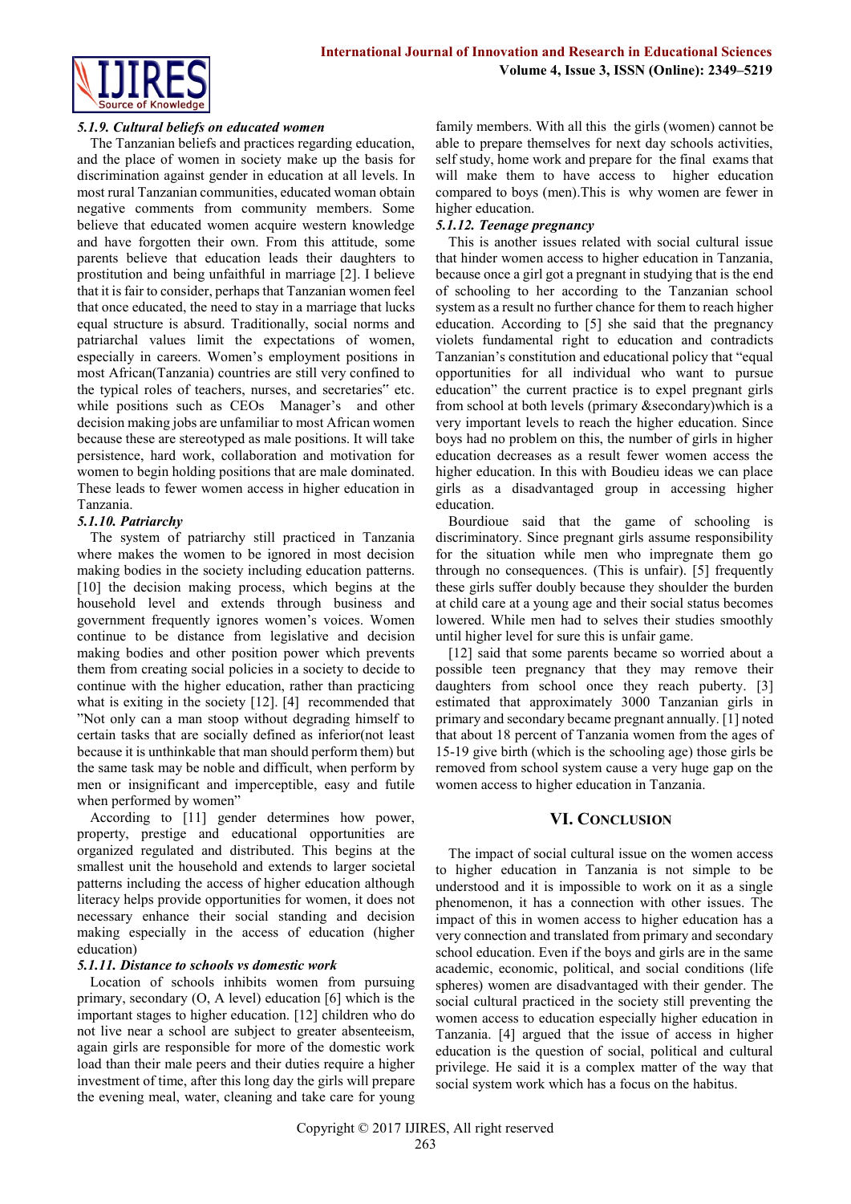#### *5.1.9. Cultural beliefs on educated women*

The Tanzanian beliefs and practices regarding education, and the place of women in society make up the basis for discrimination against gender in education at all levels. In most rural Tanzanian communities, educated woman obtain negative comments from community members. Some believe that educated women acquire western knowledge and have forgotten their own. From this attitude, some parents believe that education leads their daughters to prostitution and being unfaithful in marriage [2]. I believe that it is fair to consider, perhaps that Tanzanian women feel that once educated, the need to stay in a marriage that lucks equal structure is absurd. Traditionally, social norms and patriarchal values limit the expectations of women, especially in careers. Women's employment positions in most African(Tanzania) countries are still very confined to the typical roles of teachers, nurses, and secretaries" etc. while positions such as CEOs Manager's and other decision making jobs are unfamiliar to most African women because these are stereotyped as male positions. It will take persistence, hard work, collaboration and motivation for women to begin holding positions that are male dominated. These leads to fewer women access in higher education in Tanzania.

#### *5.1.10. Patriarchy*

The system of patriarchy still practiced in Tanzania where makes the women to be ignored in most decision making bodies in the society including education patterns. [10] the decision making process, which begins at the household level and extends through business and government frequently ignores women's voices. Women continue to be distance from legislative and decision making bodies and other position power which prevents them from creating social policies in a society to decide to continue with the higher education, rather than practicing what is exiting in the society [12]. [4] recommended that "Not only can a man stoop without degrading himself to certain tasks that are socially defined as inferior(not least because it is unthinkable that man should perform them) but the same task may be noble and difficult, when perform by men or insignificant and imperceptible, easy and futile when performed by women"

According to [11] gender determines how power, property, prestige and educational opportunities are organized regulated and distributed. This begins at the smallest unit the household and extends to larger societal patterns including the access of higher education although literacy helps provide opportunities for women, it does not necessary enhance their social standing and decision making especially in the access of education (higher education)

#### *5.1.11. Distance to schools vs domestic work*

Location of schools inhibits women from pursuing primary, secondary (O, A level) education [6] which is the important stages to higher education. [12] children who do not live near a school are subject to greater absenteeism, again girls are responsible for more of the domestic work load than their male peers and their duties require a higher investment of time, after this long day the girls will prepare the evening meal, water, cleaning and take care for young family members. With all this the girls (women) cannot be able to prepare themselves for next day schools activities, self study, home work and prepare for the final exams that will make them to have access to higher education compared to boys (men).This is why women are fewer in higher education.

#### *5.1.12. Teenage pregnancy*

This is another issues related with social cultural issue that hinder women access to higher education in Tanzania, because once a girl got a pregnant in studying that is the end of schooling to her according to the Tanzanian school system as a result no further chance for them to reach higher education. According to [5] she said that the pregnancy violets fundamental right to education and contradicts Tanzanian's constitution and educational policy that "equal opportunities for all individual who want to pursue education" the current practice is to expel pregnant girls from school at both levels (primary &secondary)which is a very important levels to reach the higher education. Since boys had no problem on this, the number of girls in higher education decreases as a result fewer women access the higher education. In this with Boudieu ideas we can place girls as a disadvantaged group in accessing higher education.

Bourdioue said that the game of schooling is discriminatory. Since pregnant girls assume responsibility for the situation while men who impregnate them go through no consequences. (This is unfair). [5] frequently these girls suffer doubly because they shoulder the burden at child care at a young age and their social status becomes lowered. While men had to selves their studies smoothly until higher level for sure this is unfair game.

[12] said that some parents became so worried about a possible teen pregnancy that they may remove their daughters from school once they reach puberty. [3] estimated that approximately 3000 Tanzanian girls in primary and secondary became pregnant annually. [1] noted that about 18 percent of Tanzania women from the ages of 15-19 give birth (which is the schooling age) those girls be removed from school system cause a very huge gap on the women access to higher education in Tanzania.

## VI. Conclusion

The impact of social cultural issue on the women access to higher education in Tanzania is not simple to be understood and it is impossible to work on it as a single phenomenon, it has a connection with other issues. The impact of this in women access to higher education has a very connection and translated from primary and secondary school education. Even if the boys and girls are in the same academic, economic, political, and social conditions (life spheres) women are disadvantaged with their gender. The social cultural practiced in the society still preventing the women access to education especially higher education in Tanzania. [4] argued that the issue of access in higher education is the question of social, political and cultural privilege. He said it is a complex matter of the way that social system work which has a focus on the habitus.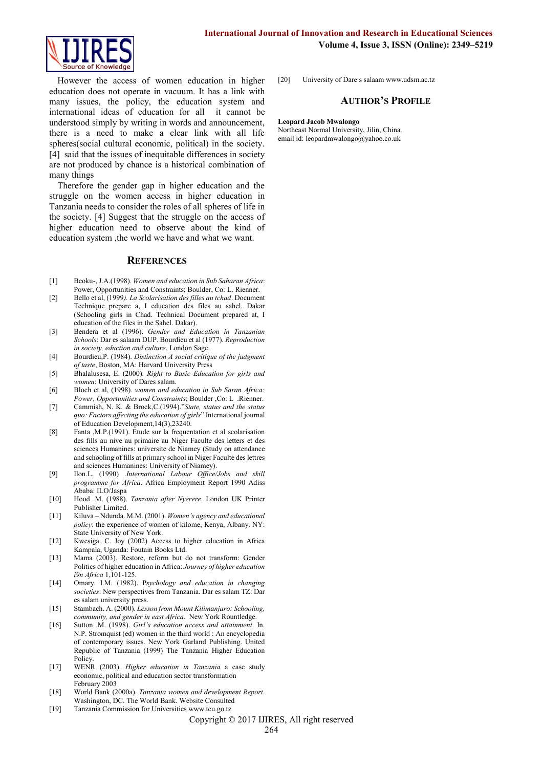However the access of women education in higher education does not operate in vacuum. It has a link with many issues, the policy, the education system and international ideas of education for all it cannot be understood simply by writing in words and announcement, there is a need to make a clear link with all life spheres(social cultural economic, political) in the society. [4] said that the issues of inequitable differences in society are not produced by chance is a historical combination of many things

Therefore the gender gap in higher education and the struggle on the women access in higher education in Tanzania needs to consider the roles of all spheres of life in the society. [4] Suggest that the struggle on the access of higher education need to observe about the kind of education system ,the world we have and what we want.

## References

[1] Beoku-, J.A.(1998). *Women and education in Sub Saharan Africa*: Power, Opportunities and Constraints; Boulder, Co: L. Rienner.

[2] Bello et al, (1999*). La Scolarisation des filles au tchad*. Document Technique prepare a, I education des files au sahel. Dakar (Schooling girls in Chad. Technical Document prepared at, I education of the files in the Sahel. Dakar).

[3] Bendera et al (1996). *Gender and Education in Tanzanian Schools*: Dar es salaam DUP. Bourdieu et al (1977). *Reproduction in society, eduction and culture*, London Sage.

[4] Bourdieu,P. (1984). *Distinction A social critique of the judgment of taste*, Boston, MA: Harvard University Press

[5] Bhalalusesa, E. (2000). *Right to Basic Education for girls and women*: University of Dares salam.

[6] Bloch et al, (1998). *women and education in Sub Saran Africa: Power, Opportunities and Constraints*; Boulder ,Co: L .Rienner.

[7] Cammish, N. K. & Brock,C.(1994)."*State, status and the status quo: Factors affecting the education of girls*" International journal of Education Development,14(3),23240.

[8] Fanta ,M.P.(1991). Etude sur la frequentation et al scolarisation des fills au nive au primaire au Niger Faculte des letters et des sciences Humanines: universite de Niamey (Study on attendance and schooling of fills at primary school in Niger Faculte des lettres and sciences Humanines: University of Niamey).

[9] Ilon.L. (1990) .*International Labour Office/Jobs and skill programme for Africa*. Africa Employment Report 1990 Adiss Ababa: ILO/Jaspa

[10] Hood .M. (1988). *Tanzania after Nyerere*. London UK Printer Publisher Limited.

[11] Kiluva – Ndunda. M.M. (2001). *Women's agency and educational policy*: the experience of women of kilome, Kenya, Albany. NY: State University of New York.

[12] Kwesiga. C. Joy (2002) Access to higher education in Africa Kampala, Uganda: Foutain Books Ltd.

[13] Mama (2003). Restore, reform but do not transform: Gender Politics of higher education in Africa: *Journey of higher education i9n Africa* 1,101-125.

[14] Omary. I.M. (1982). P*sychology and education in changing societies*: New perspectives from Tanzania. Dar es salam TZ: Dar es salam university press.

[15] Stambach. A. (2000). *Lesson from Mount Kilimanjaro: Schooling, community, and gender in east Africa*. New York Rountledge.

[16] Sutton .M. (1998). *Girl's education access and attainment*. In. N.P. Stromquist (ed) women in the third world : An encyclopedia of contemporary issues. New York Garland Publishing. United Republic of Tanzania (1999) The Tanzania Higher Education Policy.

[17] WENR (2003). *Higher education in Tanzania* a case study economic, political and education sector transformation February 2003

[18] World Bank (2000a). *Tanzania women and development Report*. Washington, DC. The World Bank. Website Consulted

[19] Tanzania Commission for Universities www.tcu.go.tz

[20] University of Dare s salaam www.udsm.ac.tz

## Author's Profile

**Leopard Jacob Mwalongo**
Northeast Normal University, Jilin, China.
email id: leopardmwalongo@yahoo.co.uk